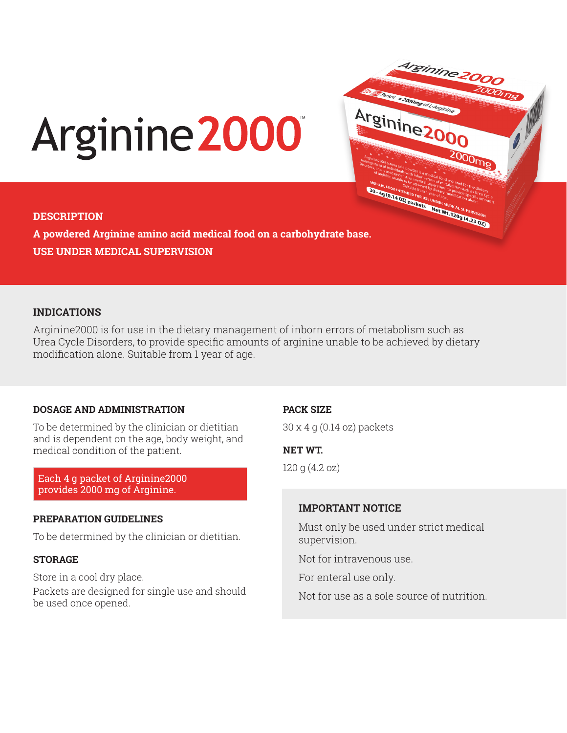# Arginine2000™

**DESCRIPTION**

**A powdered Arginine amino acid medical food on a carbohydrate base.**

**USE UNDER MEDICAL SUPERVISION**

**INDICATIONS**

Arginine2000 is for use in the dietary management of inborn errors of metabolism such as Urea Cycle Disorders, to provide specific amounts of arginine unable to be achieved by dietary modification alone. Suitable from 1 year of age.

**DOSAGE AND ADMINISTRATION**

To be determined by the clinician or dietitian and is dependent on the age, body weight, and medical condition of the patient.

Each 4 g packet of Arginine2000 provides 2000 mg of Arginine.

**PREPARATION GUIDELINES**

To be determined by the clinician or dietitian.

**STORAGE**

Store in a cool dry place.

Packets are designed for single use and should be used once opened.

**PACK SIZE**

30 x 4 g (0.14 oz) packets

**NET WT.**

120 g (4.2 oz)

**IMPORTANT NOTICE**

Must only be used under strict medical supervision.

Not for intravenous use.

For enteral use only.

Not for use as a sole source of nutrition.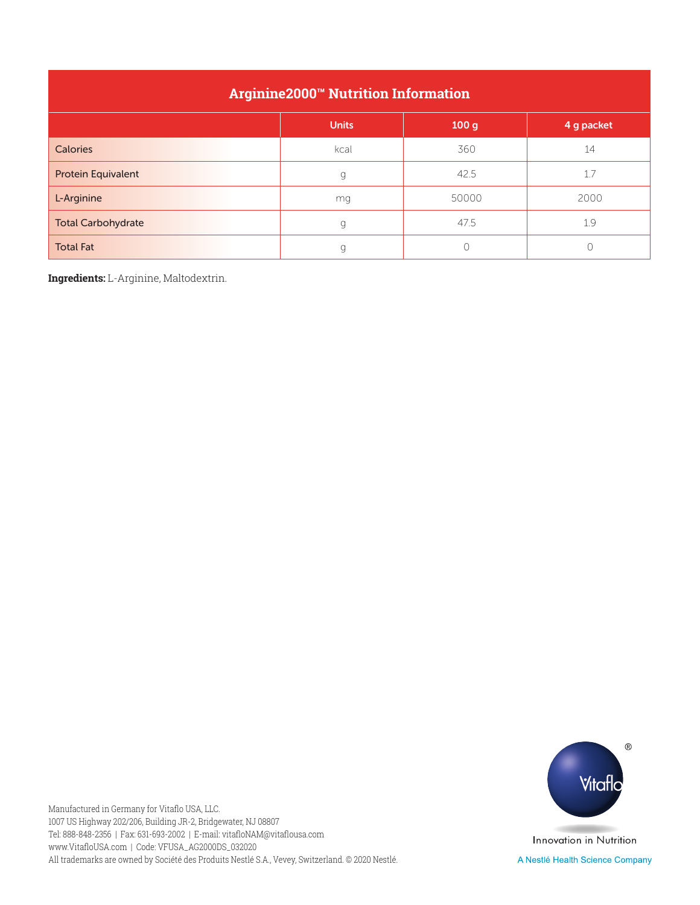## Arginine2000™ Nutrition Information

| | Units | 100 g | 4 g packet |
|---|---|---|---|
| Calories | kcal | 360 | 14 |
| Protein Equivalent | g | 42.5 | 1.7 |
| L-Arginine | mg | 50000 | 2000 |
| Total Carbohydrate | g | 47.5 | 1.9 |
| Total Fat | g | 0 | 0 |

**Ingredients:** L-Arginine, Maltodextrin.

Manufactured in Germany for Vitaflo USA, LLC.
1007 US Highway 202/206, Building JR-2, Bridgewater, NJ 08807
Tel: 888-848-2356 | Fax: 631-693-2002 | E-mail: vitafloNAM@vitaflousa.com
www.VitafloUSA.com | Code: VFUSA_AG2000DS_032020
All trademarks are owned by Société des Produits Nestlé S.A., Vevey, Switzerland. © 2020 Nestlé.

Vitaflo®
Innovation in Nutrition
A Nestlé Health Science Company